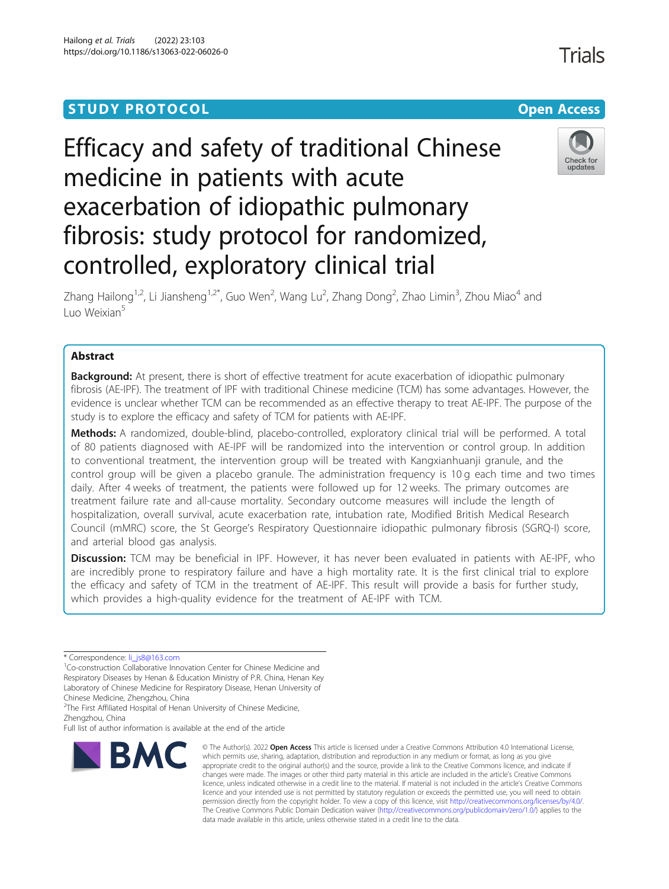STUDY PROTOCOL

Open Access

# Efficacy and safety of traditional Chinese medicine in patients with acute exacerbation of idiopathic pulmonary fibrosis: study protocol for randomized, controlled, exploratory clinical trial

Zhang Hailong[1,2], Li Jiansheng[1,2*], Guo Wen[2], Wang Lu[2], Zhang Dong[2], Zhao Limin[3], Zhou Miao[4] and Luo Weixian[5]

## Abstract

**Background:** At present, there is short of effective treatment for acute exacerbation of idiopathic pulmonary fibrosis (AE-IPF). The treatment of IPF with traditional Chinese medicine (TCM) has some advantages. However, the evidence is unclear whether TCM can be recommended as an effective therapy to treat AE-IPF. The purpose of the study is to explore the efficacy and safety of TCM for patients with AE-IPF.

**Methods:** A randomized, double-blind, placebo-controlled, exploratory clinical trial will be performed. A total of 80 patients diagnosed with AE-IPF will be randomized into the intervention or control group. In addition to conventional treatment, the intervention group will be treated with Kangxianhuanji granule, and the control group will be given a placebo granule. The administration frequency is 10 g each time and two times daily. After 4 weeks of treatment, the patients were followed up for 12 weeks. The primary outcomes are treatment failure rate and all-cause mortality. Secondary outcome measures will include the length of hospitalization, overall survival, acute exacerbation rate, intubation rate, Modified British Medical Research Council (mMRC) score, the St George's Respiratory Questionnaire idiopathic pulmonary fibrosis (SGRQ-I) score, and arterial blood gas analysis.

**Discussion:** TCM may be beneficial in IPF. However, it has never been evaluated in patients with AE-IPF, who are incredibly prone to respiratory failure and have a high mortality rate. It is the first clinical trial to explore the efficacy and safety of TCM in the treatment of AE-IPF. This result will provide a basis for further study, which provides a high-quality evidence for the treatment of AE-IPF with TCM.

\* Correspondence: li_js8@163.com

[1]Co-construction Collaborative Innovation Center for Chinese Medicine and Respiratory Diseases by Henan & Education Ministry of P.R. China, Henan Key Laboratory of Chinese Medicine for Respiratory Disease, Henan University of Chinese Medicine, Zhengzhou, China

[2]The First Affiliated Hospital of Henan University of Chinese Medicine, Zhengzhou, China

Full list of author information is available at the end of the article

© The Author(s). 2022 **Open Access** This article is licensed under a Creative Commons Attribution 4.0 International License, which permits use, sharing, adaptation, distribution and reproduction in any medium or format, as long as you give appropriate credit to the original author(s) and the source, provide a link to the Creative Commons licence, and indicate if changes were made. The images or other third party material in this article are included in the article's Creative Commons licence, unless indicated otherwise in a credit line to the material. If material is not included in the article's Creative Commons licence and your intended use is not permitted by statutory regulation or exceeds the permitted use, you will need to obtain permission directly from the copyright holder. To view a copy of this licence, visit http://creativecommons.org/licenses/by/4.0/. The Creative Commons Public Domain Dedication waiver (http://creativecommons.org/publicdomain/zero/1.0/) applies to the data made available in this article, unless otherwise stated in a credit line to the data.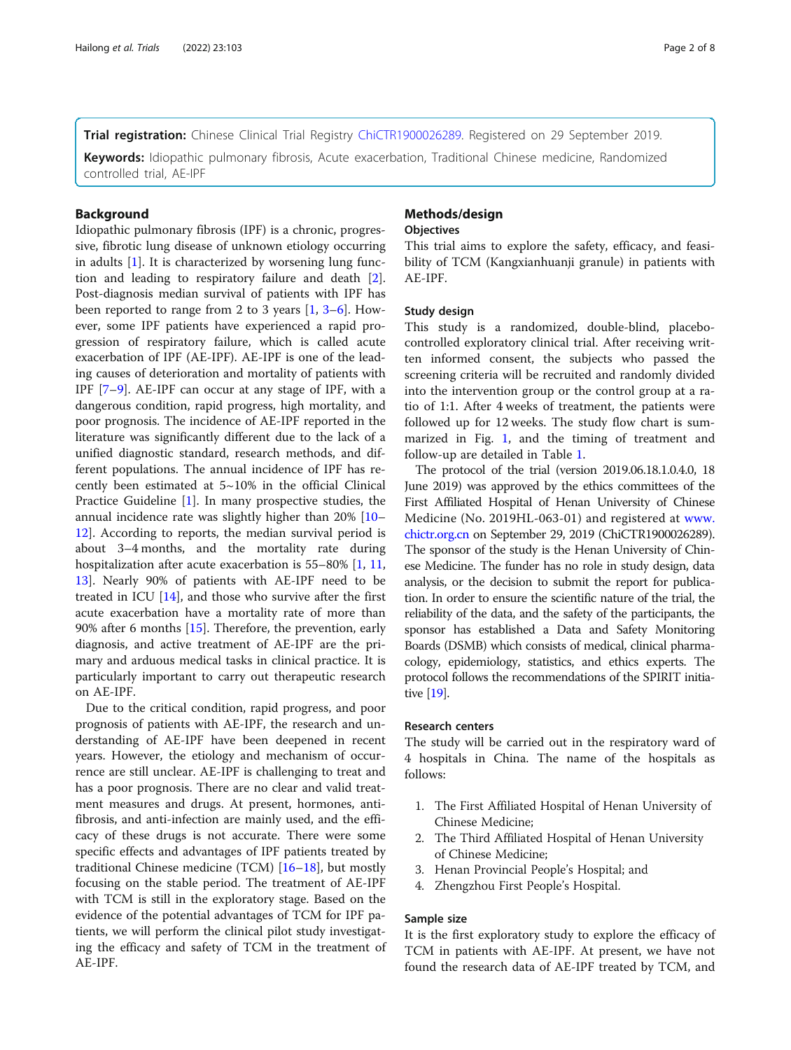**Trial registration:** Chinese Clinical Trial Registry ChiCTR1900026289. Registered on 29 September 2019.

**Keywords:** Idiopathic pulmonary fibrosis, Acute exacerbation, Traditional Chinese medicine, Randomized controlled trial, AE-IPF

## Background

Idiopathic pulmonary fibrosis (IPF) is a chronic, progressive, fibrotic lung disease of unknown etiology occurring in adults [1]. It is characterized by worsening lung function and leading to respiratory failure and death [2]. Post-diagnosis median survival of patients with IPF has been reported to range from 2 to 3 years [1, 3–6]. However, some IPF patients have experienced a rapid progression of respiratory failure, which is called acute exacerbation of IPF (AE-IPF). AE-IPF is one of the leading causes of deterioration and mortality of patients with IPF [7–9]. AE-IPF can occur at any stage of IPF, with a dangerous condition, rapid progress, high mortality, and poor prognosis. The incidence of AE-IPF reported in the literature was significantly different due to the lack of a unified diagnostic standard, research methods, and different populations. The annual incidence of IPF has recently been estimated at 5~10% in the official Clinical Practice Guideline [1]. In many prospective studies, the annual incidence rate was slightly higher than 20% [10–12]. According to reports, the median survival period is about 3–4 months, and the mortality rate during hospitalization after acute exacerbation is 55–80% [1, 11, 13]. Nearly 90% of patients with AE-IPF need to be treated in ICU [14], and those who survive after the first acute exacerbation have a mortality rate of more than 90% after 6 months [15]. Therefore, the prevention, early diagnosis, and active treatment of AE-IPF are the primary and arduous medical tasks in clinical practice. It is particularly important to carry out therapeutic research on AE-IPF.

Due to the critical condition, rapid progress, and poor prognosis of patients with AE-IPF, the research and understanding of AE-IPF have been deepened in recent years. However, the etiology and mechanism of occurrence are still unclear. AE-IPF is challenging to treat and has a poor prognosis. There are no clear and valid treatment measures and drugs. At present, hormones, antifibrosis, and anti-infection are mainly used, and the efficacy of these drugs is not accurate. There were some specific effects and advantages of IPF patients treated by traditional Chinese medicine (TCM) [16–18], but mostly focusing on the stable period. The treatment of AE-IPF with TCM is still in the exploratory stage. Based on the evidence of the potential advantages of TCM for IPF patients, we will perform the clinical pilot study investigating the efficacy and safety of TCM in the treatment of AE-IPF.

## Methods/design

### Objectives

This trial aims to explore the safety, efficacy, and feasibility of TCM (Kangxianhuanji granule) in patients with AE-IPF.

### Study design

This study is a randomized, double-blind, placebo-controlled exploratory clinical trial. After receiving written informed consent, the subjects who passed the screening criteria will be recruited and randomly divided into the intervention group or the control group at a ratio of 1:1. After 4 weeks of treatment, the patients were followed up for 12 weeks. The study flow chart is summarized in Fig. 1, and the timing of treatment and follow-up are detailed in Table 1.

The protocol of the trial (version 2019.06.18.1.0.4.0, 18 June 2019) was approved by the ethics committees of the First Affiliated Hospital of Henan University of Chinese Medicine (No. 2019HL-063-01) and registered at www.chictr.org.cn on September 29, 2019 (ChiCTR1900026289). The sponsor of the study is the Henan University of Chinese Medicine. The funder has no role in study design, data analysis, or the decision to submit the report for publication. In order to ensure the scientific nature of the trial, the reliability of the data, and the safety of the participants, the sponsor has established a Data and Safety Monitoring Boards (DSMB) which consists of medical, clinical pharmacology, epidemiology, statistics, and ethics experts. The protocol follows the recommendations of the SPIRIT initiative [19].

### Research centers

The study will be carried out in the respiratory ward of 4 hospitals in China. The name of the hospitals as follows:

1. The First Affiliated Hospital of Henan University of Chinese Medicine;
2. The Third Affiliated Hospital of Henan University of Chinese Medicine;
3. Henan Provincial People's Hospital; and
4. Zhengzhou First People's Hospital.

### Sample size

It is the first exploratory study to explore the efficacy of TCM in patients with AE-IPF. At present, we have not found the research data of AE-IPF treated by TCM, and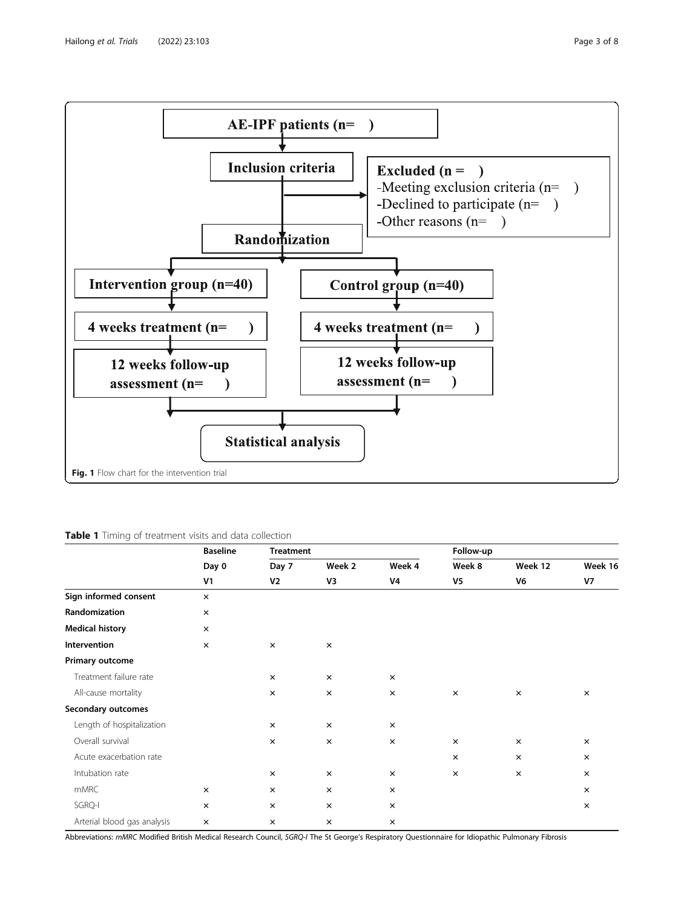AE-IPF patients (n= )

Inclusion criteria

Excluded (n = )
-Meeting exclusion criteria (n= )
-Declined to participate (n= )
-Other reasons (n= )

Randomization

Intervention group (n=40) | Control group (n=40)

4 weeks treatment (n= ) | 4 weeks treatment (n= )

12 weeks follow-up assessment (n= ) | 12 weeks follow-up assessment (n= )

Statistical analysis

**Fig. 1** Flow chart for the intervention trial

**Table 1** Timing of treatment visits and data collection

| | Baseline | Treatment | | | Follow-up | | |
|---|---|---|---|---|---|---|---|
| | Day 0 | Day 7 | Week 2 | Week 4 | Week 8 | Week 12 | Week 16 |
| | V1 | V2 | V3 | V4 | V5 | V6 | V7 |
| **Sign informed consent** | × | | | | | | |
| **Randomization** | × | | | | | | |
| **Medical history** | × | | | | | | |
| **Intervention** | × | × | × | | | | |
| **Primary outcome** | | | | | | | |
| Treatment failure rate | | × | × | × | | | |
| All-cause mortality | | × | × | × | × | × | × |
| **Secondary outcomes** | | | | | | | |
| Length of hospitalization | | × | × | × | | | |
| Overall survival | | × | × | × | × | × | × |
| Acute exacerbation rate | | | | | × | × | × |
| Intubation rate | | × | × | × | × | × | × |
| mMRC | × | × | × | × | | | × |
| SGRQ-I | × | × | × | × | | | × |
| Arterial blood gas analysis | × | × | × | × | | | |

Abbreviations: *mMRC* Modified British Medical Research Council, *SGRQ-I* The St George's Respiratory Questionnaire for Idiopathic Pulmonary Fibrosis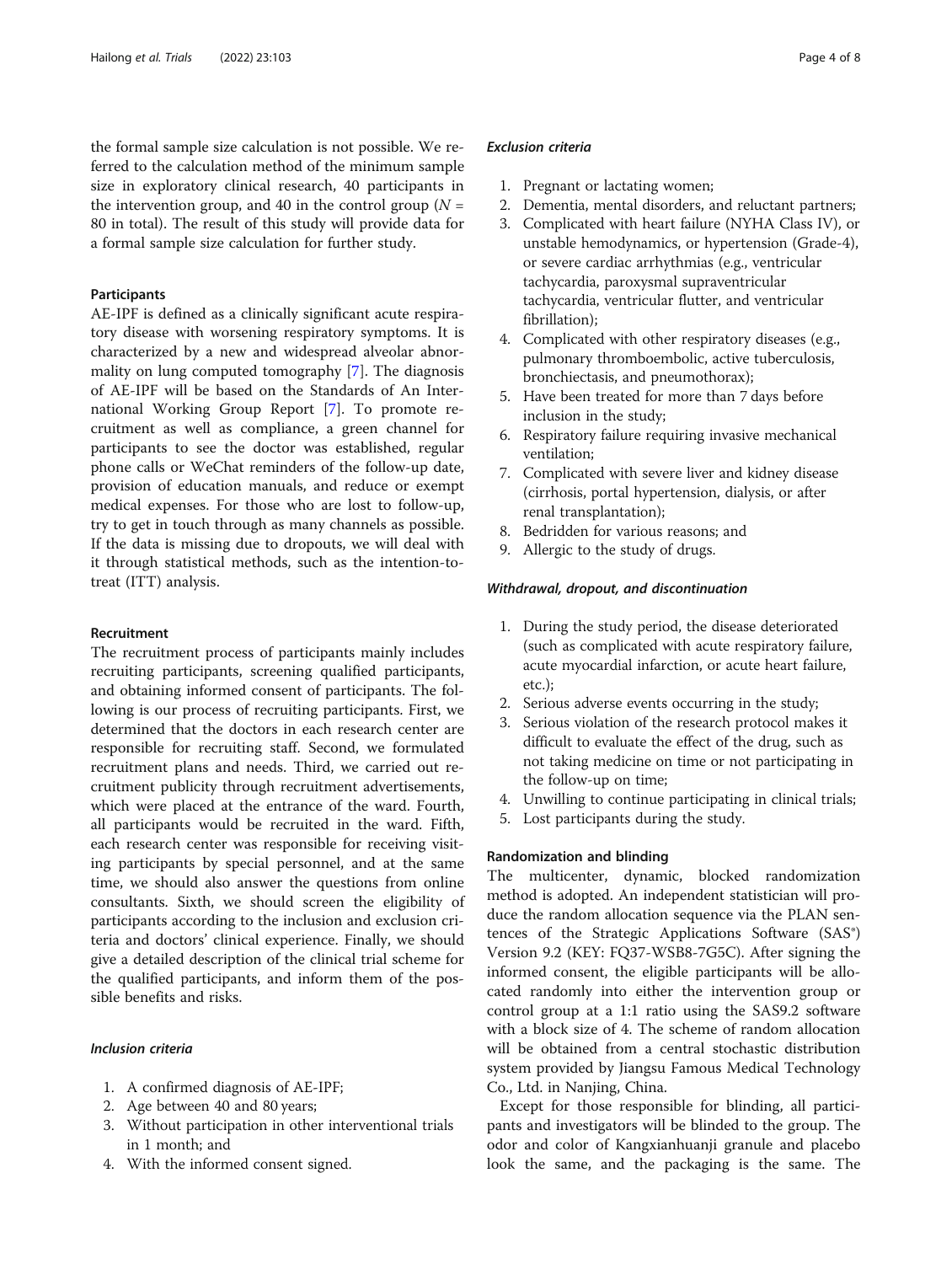the formal sample size calculation is not possible. We referred to the calculation method of the minimum sample size in exploratory clinical research, 40 participants in the intervention group, and 40 in the control group ($N$ = 80 in total). The result of this study will provide data for a formal sample size calculation for further study.

### Participants

AE-IPF is defined as a clinically significant acute respiratory disease with worsening respiratory symptoms. It is characterized by a new and widespread alveolar abnormality on lung computed tomography [7]. The diagnosis of AE-IPF will be based on the Standards of An International Working Group Report [7]. To promote recruitment as well as compliance, a green channel for participants to see the doctor was established, regular phone calls or WeChat reminders of the follow-up date, provision of education manuals, and reduce or exempt medical expenses. For those who are lost to follow-up, try to get in touch through as many channels as possible. If the data is missing due to dropouts, we will deal with it through statistical methods, such as the intention-to-treat (ITT) analysis.

### Recruitment

The recruitment process of participants mainly includes recruiting participants, screening qualified participants, and obtaining informed consent of participants. The following is our process of recruiting participants. First, we determined that the doctors in each research center are responsible for recruiting staff. Second, we formulated recruitment plans and needs. Third, we carried out recruitment publicity through recruitment advertisements, which were placed at the entrance of the ward. Fourth, all participants would be recruited in the ward. Fifth, each research center was responsible for receiving visiting participants by special personnel, and at the same time, we should also answer the questions from online consultants. Sixth, we should screen the eligibility of participants according to the inclusion and exclusion criteria and doctors' clinical experience. Finally, we should give a detailed description of the clinical trial scheme for the qualified participants, and inform them of the possible benefits and risks.

#### *Inclusion criteria*

1. A confirmed diagnosis of AE-IPF;
2. Age between 40 and 80 years;
3. Without participation in other interventional trials in 1 month; and
4. With the informed consent signed.

#### *Exclusion criteria*

1. Pregnant or lactating women;
2. Dementia, mental disorders, and reluctant partners;
3. Complicated with heart failure (NYHA Class IV), or unstable hemodynamics, or hypertension (Grade-4), or severe cardiac arrhythmias (e.g., ventricular tachycardia, paroxysmal supraventricular tachycardia, ventricular flutter, and ventricular fibrillation);
4. Complicated with other respiratory diseases (e.g., pulmonary thromboembolic, active tuberculosis, bronchiectasis, and pneumothorax);
5. Have been treated for more than 7 days before inclusion in the study;
6. Respiratory failure requiring invasive mechanical ventilation;
7. Complicated with severe liver and kidney disease (cirrhosis, portal hypertension, dialysis, or after renal transplantation);
8. Bedridden for various reasons; and
9. Allergic to the study of drugs.

#### *Withdrawal, dropout, and discontinuation*

1. During the study period, the disease deteriorated (such as complicated with acute respiratory failure, acute myocardial infarction, or acute heart failure, etc.);
2. Serious adverse events occurring in the study;
3. Serious violation of the research protocol makes it difficult to evaluate the effect of the drug, such as not taking medicine on time or not participating in the follow-up on time;
4. Unwilling to continue participating in clinical trials;
5. Lost participants during the study.

### Randomization and blinding

The multicenter, dynamic, blocked randomization method is adopted. An independent statistician will produce the random allocation sequence via the PLAN sentences of the Strategic Applications Software (SAS®) Version 9.2 (KEY: FQ37-WSB8-7G5C). After signing the informed consent, the eligible participants will be allocated randomly into either the intervention group or control group at a 1:1 ratio using the SAS9.2 software with a block size of 4. The scheme of random allocation will be obtained from a central stochastic distribution system provided by Jiangsu Famous Medical Technology Co., Ltd. in Nanjing, China.

Except for those responsible for blinding, all participants and investigators will be blinded to the group. The odor and color of Kangxianhuanji granule and placebo look the same, and the packaging is the same. The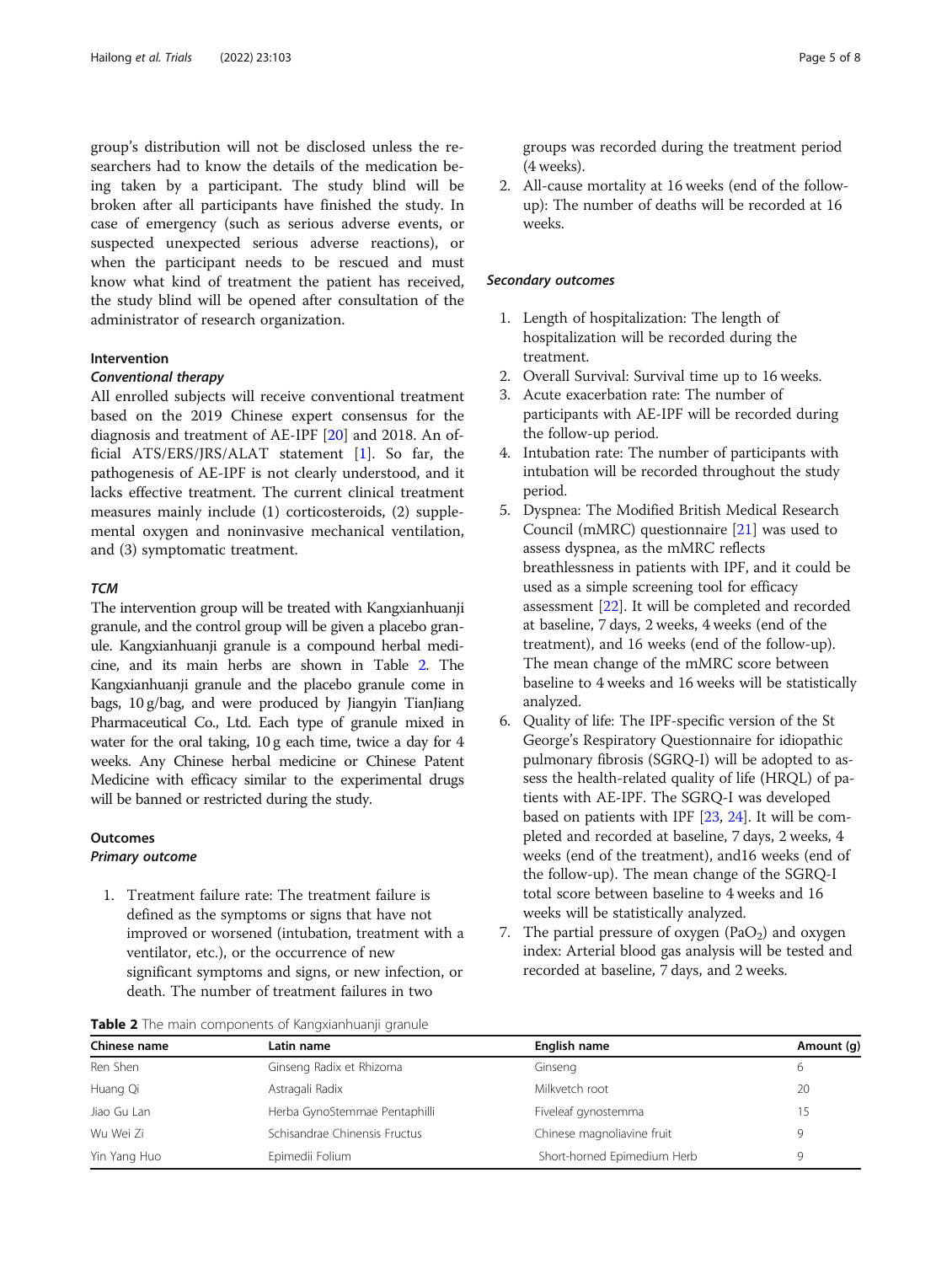group's distribution will not be disclosed unless the researchers had to know the details of the medication being taken by a participant. The study blind will be broken after all participants have finished the study. In case of emergency (such as serious adverse events, or suspected unexpected serious adverse reactions), or when the participant needs to be rescued and must know what kind of treatment the patient has received, the study blind will be opened after consultation of the administrator of research organization.

### Intervention

#### *Conventional therapy*

All enrolled subjects will receive conventional treatment based on the 2019 Chinese expert consensus for the diagnosis and treatment of AE-IPF [20] and 2018. An official ATS/ERS/JRS/ALAT statement [1]. So far, the pathogenesis of AE-IPF is not clearly understood, and it lacks effective treatment. The current clinical treatment measures mainly include (1) corticosteroids, (2) supplemental oxygen and noninvasive mechanical ventilation, and (3) symptomatic treatment.

#### *TCM*

The intervention group will be treated with Kangxianhuanji granule, and the control group will be given a placebo granule. Kangxianhuanji granule is a compound herbal medicine, and its main herbs are shown in Table 2. The Kangxianhuanji granule and the placebo granule come in bags, 10 g/bag, and were produced by Jiangyin TianJiang Pharmaceutical Co., Ltd. Each type of granule mixed in water for the oral taking, 10 g each time, twice a day for 4 weeks. Any Chinese herbal medicine or Chinese Patent Medicine with efficacy similar to the experimental drugs will be banned or restricted during the study.

### Outcomes

#### *Primary outcome*

1. Treatment failure rate: The treatment failure is defined as the symptoms or signs that have not improved or worsened (intubation, treatment with a ventilator, etc.), or the occurrence of new significant symptoms and signs, or new infection, or death. The number of treatment failures in two groups was recorded during the treatment period (4 weeks).
2. All-cause mortality at 16 weeks (end of the follow-up): The number of deaths will be recorded at 16 weeks.

#### *Secondary outcomes*

1. Length of hospitalization: The length of hospitalization will be recorded during the treatment.
2. Overall Survival: Survival time up to 16 weeks.
3. Acute exacerbation rate: The number of participants with AE-IPF will be recorded during the follow-up period.
4. Intubation rate: The number of participants with intubation will be recorded throughout the study period.
5. Dyspnea: The Modified British Medical Research Council (mMRC) questionnaire [21] was used to assess dyspnea, as the mMRC reflects breathlessness in patients with IPF, and it could be used as a simple screening tool for efficacy assessment [22]. It will be completed and recorded at baseline, 7 days, 2 weeks, 4 weeks (end of the treatment), and 16 weeks (end of the follow-up). The mean change of the mMRC score between baseline to 4 weeks and 16 weeks will be statistically analyzed.
6. Quality of life: The IPF-specific version of the St George's Respiratory Questionnaire for idiopathic pulmonary fibrosis (SGRQ-I) will be adopted to assess the health-related quality of life (HRQL) of patients with AE-IPF. The SGRQ-I was developed based on patients with IPF [23, 24]. It will be completed and recorded at baseline, 7 days, 2 weeks, 4 weeks (end of the treatment), and16 weeks (end of the follow-up). The mean change of the SGRQ-I total score between baseline to 4 weeks and 16 weeks will be statistically analyzed.
7. The partial pressure of oxygen ($PaO_2$) and oxygen index: Arterial blood gas analysis will be tested and recorded at baseline, 7 days, and 2 weeks.

**Table 2** The main components of Kangxianhuanji granule

| Chinese name | Latin name | English name | Amount (g) |
|---|---|---|---|
| Ren Shen | Ginseng Radix et Rhizoma | Ginseng | 6 |
| Huang Qi | Astragali Radix | Milkvetch root | 20 |
| Jiao Gu Lan | Herba GynoStemmae Pentaphilli | Fiveleaf gynostemma | 15 |
| Wu Wei Zi | Schisandrae Chinensis Fructus | Chinese magnoliavine fruit | 9 |
| Yin Yang Huo | Epimedii Folium | Short-horned Epimedium Herb | 9 |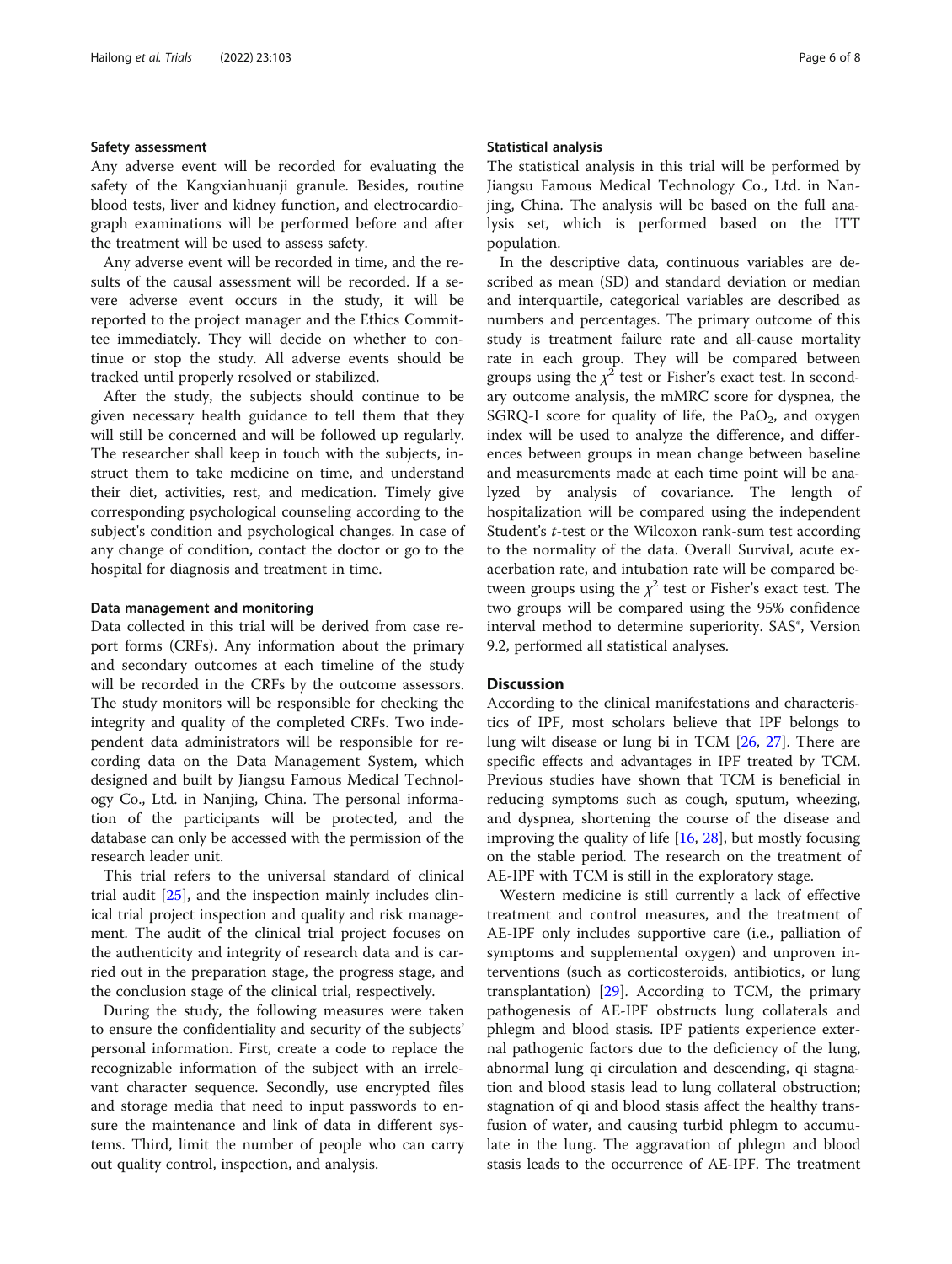### Safety assessment

Any adverse event will be recorded for evaluating the safety of the Kangxianhuanji granule. Besides, routine blood tests, liver and kidney function, and electrocardiograph examinations will be performed before and after the treatment will be used to assess safety.

Any adverse event will be recorded in time, and the results of the causal assessment will be recorded. If a severe adverse event occurs in the study, it will be reported to the project manager and the Ethics Committee immediately. They will decide on whether to continue or stop the study. All adverse events should be tracked until properly resolved or stabilized.

After the study, the subjects should continue to be given necessary health guidance to tell them that they will still be concerned and will be followed up regularly. The researcher shall keep in touch with the subjects, instruct them to take medicine on time, and understand their diet, activities, rest, and medication. Timely give corresponding psychological counseling according to the subject's condition and psychological changes. In case of any change of condition, contact the doctor or go to the hospital for diagnosis and treatment in time.

### Data management and monitoring

Data collected in this trial will be derived from case report forms (CRFs). Any information about the primary and secondary outcomes at each timeline of the study will be recorded in the CRFs by the outcome assessors. The study monitors will be responsible for checking the integrity and quality of the completed CRFs. Two independent data administrators will be responsible for recording data on the Data Management System, which designed and built by Jiangsu Famous Medical Technology Co., Ltd. in Nanjing, China. The personal information of the participants will be protected, and the database can only be accessed with the permission of the research leader unit.

This trial refers to the universal standard of clinical trial audit [25], and the inspection mainly includes clinical trial project inspection and quality and risk management. The audit of the clinical trial project focuses on the authenticity and integrity of research data and is carried out in the preparation stage, the progress stage, and the conclusion stage of the clinical trial, respectively.

During the study, the following measures were taken to ensure the confidentiality and security of the subjects' personal information. First, create a code to replace the recognizable information of the subject with an irrelevant character sequence. Secondly, use encrypted files and storage media that need to input passwords to ensure the maintenance and link of data in different systems. Third, limit the number of people who can carry out quality control, inspection, and analysis.

### Statistical analysis

The statistical analysis in this trial will be performed by Jiangsu Famous Medical Technology Co., Ltd. in Nanjing, China. The analysis will be based on the full analysis set, which is performed based on the ITT population.

In the descriptive data, continuous variables are described as mean (SD) and standard deviation or median and interquartile, categorical variables are described as numbers and percentages. The primary outcome of this study is treatment failure rate and all-cause mortality rate in each group. They will be compared between groups using the $\chi^2$ test or Fisher's exact test. In secondary outcome analysis, the mMRC score for dyspnea, the SGRQ-I score for quality of life, the $PaO_2$, and oxygen index will be used to analyze the difference, and differences between groups in mean change between baseline and measurements made at each time point will be analyzed by analysis of covariance. The length of hospitalization will be compared using the independent Student's *t*-test or the Wilcoxon rank-sum test according to the normality of the data. Overall Survival, acute exacerbation rate, and intubation rate will be compared between groups using the $\chi^2$ test or Fisher's exact test. The two groups will be compared using the 95% confidence interval method to determine superiority. SAS®, Version 9.2, performed all statistical analyses.

## Discussion

According to the clinical manifestations and characteristics of IPF, most scholars believe that IPF belongs to lung wilt disease or lung bi in TCM [26, 27]. There are specific effects and advantages in IPF treated by TCM. Previous studies have shown that TCM is beneficial in reducing symptoms such as cough, sputum, wheezing, and dyspnea, shortening the course of the disease and improving the quality of life [16, 28], but mostly focusing on the stable period. The research on the treatment of AE-IPF with TCM is still in the exploratory stage.

Western medicine is still currently a lack of effective treatment and control measures, and the treatment of AE-IPF only includes supportive care (i.e., palliation of symptoms and supplemental oxygen) and unproven interventions (such as corticosteroids, antibiotics, or lung transplantation) [29]. According to TCM, the primary pathogenesis of AE-IPF obstructs lung collaterals and phlegm and blood stasis. IPF patients experience external pathogenic factors due to the deficiency of the lung, abnormal lung qi circulation and descending, qi stagnation and blood stasis lead to lung collateral obstruction; stagnation of qi and blood stasis affect the healthy transfusion of water, and causing turbid phlegm to accumulate in the lung. The aggravation of phlegm and blood stasis leads to the occurrence of AE-IPF. The treatment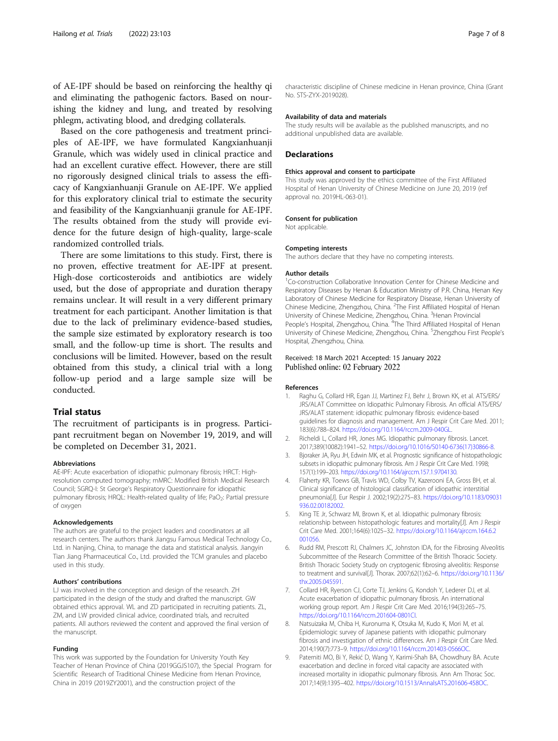of AE-IPF should be based on reinforcing the healthy qi and eliminating the pathogenic factors. Based on nourishing the kidney and lung, and treated by resolving phlegm, activating blood, and dredging collaterals.

Based on the core pathogenesis and treatment principles of AE-IPF, we have formulated Kangxianhuanji Granule, which was widely used in clinical practice and had an excellent curative effect. However, there are still no rigorously designed clinical trials to assess the efficacy of Kangxianhuanji Granule on AE-IPF. We applied for this exploratory clinical trial to estimate the security and feasibility of the Kangxianhuanji granule for AE-IPF. The results obtained from the study will provide evidence for the future design of high-quality, large-scale randomized controlled trials.

There are some limitations to this study. First, there is no proven, effective treatment for AE-IPF at present. High-dose corticosteroids and antibiotics are widely used, but the dose of appropriate and duration therapy remains unclear. It will result in a very different primary treatment for each participant. Another limitation is that due to the lack of preliminary evidence-based studies, the sample size estimated by exploratory research is too small, and the follow-up time is short. The results and conclusions will be limited. However, based on the result obtained from this study, a clinical trial with a long follow-up period and a large sample size will be conducted.

## Trial status

The recruitment of participants is in progress. Participant recruitment began on November 19, 2019, and will be completed on December 31, 2021.

#### Abbreviations

AE-IPF: Acute exacerbation of idiopathic pulmonary fibrosis; HRCT: High-resolution computed tomography; mMRC: Modified British Medical Research Council; SGRQ-I: St George's Respiratory Questionnaire for idiopathic pulmonary fibrosis; HRQL: Health-related quality of life; $PaO_2$: Partial pressure of oxygen

#### Acknowledgements

The authors are grateful to the project leaders and coordinators at all research centers. The authors thank Jiangsu Famous Medical Technology Co., Ltd. in Nanjing, China, to manage the data and statistical analysis. Jiangyin Tian Jiang Pharmaceutical Co., Ltd. provided the TCM granules and placebo used in this study.

#### Authors' contributions

LJ was involved in the conception and design of the research. ZH participated in the design of the study and drafted the manuscript. GW obtained ethics approval. WL and ZD participated in recruiting patients. ZL, ZM, and LW provided clinical advice, coordinated trials, and recruited patients. All authors reviewed the content and approved the final version of the manuscript.

#### Funding

This work was supported by the Foundation for University Youth Key Teacher of Henan Province of China (2019GGJS107), the Special Program for Scientific Research of Traditional Chinese Medicine from Henan Province, China in 2019 (2019ZY2001), and the construction project of the characteristic discipline of Chinese medicine in Henan province, China (Grant No. STS-ZYX-2019028).

#### Availability of data and materials

The study results will be available as the published manuscripts, and no additional unpublished data are available.

## Declarations

#### Ethics approval and consent to participate

This study was approved by the ethics committee of the First Affiliated Hospital of Henan University of Chinese Medicine on June 20, 2019 (ref approval no. 2019HL-063-01).

#### Consent for publication

Not applicable.

#### Competing interests

The authors declare that they have no competing interests.

#### Author details

[1]Co-construction Collaborative Innovation Center for Chinese Medicine and Respiratory Diseases by Henan & Education Ministry of P.R. China, Henan Key Laboratory of Chinese Medicine for Respiratory Disease, Henan University of Chinese Medicine, Zhengzhou, China. [2]The First Affiliated Hospital of Henan University of Chinese Medicine, Zhengzhou, China. [3]Henan Provincial People's Hospital, Zhengzhou, China. [4]The Third Affiliated Hospital of Henan University of Chinese Medicine, Zhengzhou, China. [5]Zhengzhou First People's Hospital, Zhengzhou, China.

Received: 18 March 2021 Accepted: 15 January 2022
Published online: 02 February 2022

#### References

1. Raghu G, Collard HR, Egan JJ, Martinez FJ, Behr J, Brown KK, et al. ATS/ERS/JRS/ALAT Committee on Idiopathic Pulmonary Fibrosis. An official ATS/ERS/JRS/ALAT statement: idiopathic pulmonary fibrosis: evidence-based guidelines for diagnosis and management. Am J Respir Crit Care Med. 2011;183(6):788–824. https://doi.org/10.1164/rccm.2009-040GL.
2. Richeldi L, Collard HR, Jones MG. Idiopathic pulmonary fibrosis. Lancet. 2017;389(10082):1941–52. https://doi.org/10.1016/S0140-6736(17)30866-8.
3. Bjoraker JA, Ryu JH, Edwin MK, et al. Prognostic significance of histopathologic subsets in idiopathic pulmonary fibrosis. Am J Respir Crit Care Med. 1998;157(1):199–203. https://doi.org/10.1164/ajrccm.157.1.9704130.
4. Flaherty KR, Toews GB, Travis WD, Colby TV, Kazerooni EA, Gross BH, et al. Clinical significance of histological classification of idiopathic interstitial pneumonia[J]. Eur Respir J. 2002;19(2):275–83. https://doi.org/10.1183/09031936.02.00182002.
5. King TE Jr, Schwarz MI, Brown K, et al. Idiopathic pulmonary fibrosis: relationship between histopathologic features and mortality[J]. Am J Respir Crit Care Med. 2001;164(6):1025–32. https://doi.org/10.1164/ajrccm.164.6.2001056.
6. Rudd RM, Prescott RJ, Chalmers JC, Johnston IDA, for the Fibrosing Alveolitis Subcommittee of the Research Committee of the British Thoracic Society. British Thoracic Society Study on cryptogenic fibrosing alveolitis: Response to treatment and survival[J]. Thorax. 2007;62(1):62–6. https://doi.org/10.1136/thx.2005.045591.
7. Collard HR, Ryerson CJ, Corte TJ, Jenkins G, Kondoh Y, Lederer DJ, et al. Acute exacerbation of idiopathic pulmonary fibrosis. An international working group report. Am J Respir Crit Care Med. 2016;194(3):265–75. https://doi.org/10.1164/rccm.201604-0801CI.
8. Natsuizaka M, Chiba H, Kuronuma K, Otsuka M, Kudo K, Mori M, et al. Epidemiologic survey of Japanese patients with idiopathic pulmonary fibrosis and investigation of ethnic differences. Am J Respir Crit Care Med. 2014;190(7):773–9. https://doi.org/10.1164/rccm.201403-0566OC.
9. Paterniti MO, Bi Y, Rekić D, Wang Y, Karimi-Shah BA, Chowdhury BA. Acute exacerbation and decline in forced vital capacity are associated with increased mortality in idiopathic pulmonary fibrosis. Ann Am Thorac Soc. 2017;14(9):1395–402. https://doi.org/10.1513/AnnalsATS.201606-458OC.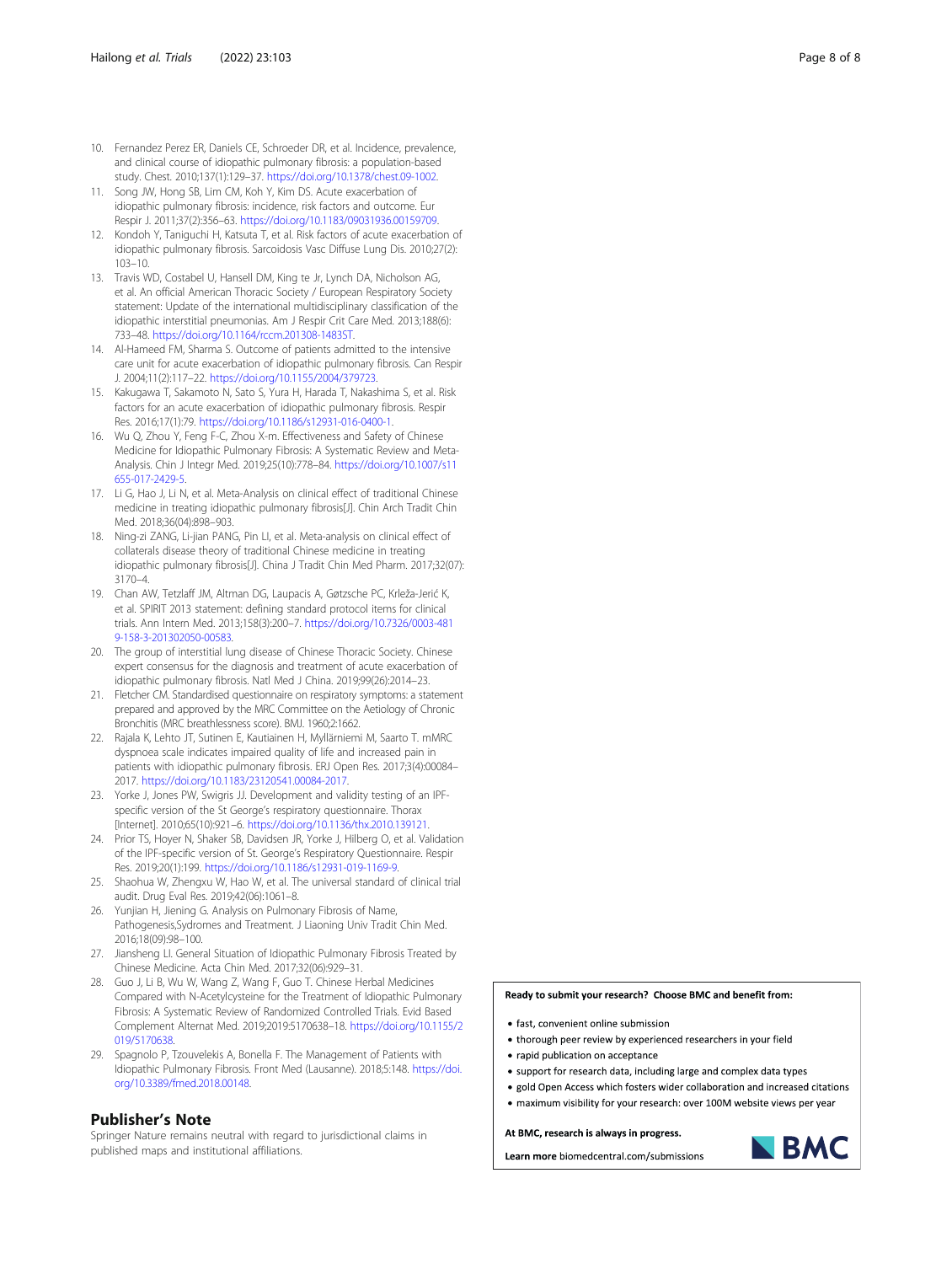10. Fernandez Perez ER, Daniels CE, Schroeder DR, et al. Incidence, prevalence, and clinical course of idiopathic pulmonary fibrosis: a population-based study. Chest. 2010;137(1):129–37. https://doi.org/10.1378/chest.09-1002.
11. Song JW, Hong SB, Lim CM, Koh Y, Kim DS. Acute exacerbation of idiopathic pulmonary fibrosis: incidence, risk factors and outcome. Eur Respir J. 2011;37(2):356–63. https://doi.org/10.1183/09031936.00159709.
12. Kondoh Y, Taniguchi H, Katsuta T, et al. Risk factors of acute exacerbation of idiopathic pulmonary fibrosis. Sarcoidosis Vasc Diffuse Lung Dis. 2010;27(2): 103–10.
13. Travis WD, Costabel U, Hansell DM, King te Jr, Lynch DA, Nicholson AG, et al. An official American Thoracic Society / European Respiratory Society statement: Update of the international multidisciplinary classification of the idiopathic interstitial pneumonias. Am J Respir Crit Care Med. 2013;188(6): 733–48. https://doi.org/10.1164/rccm.201308-1483ST.
14. Al-Hameed FM, Sharma S. Outcome of patients admitted to the intensive care unit for acute exacerbation of idiopathic pulmonary fibrosis. Can Respir J. 2004;11(2):117–22. https://doi.org/10.1155/2004/379723.
15. Kakugawa T, Sakamoto N, Sato S, Yura H, Harada T, Nakashima S, et al. Risk factors for an acute exacerbation of idiopathic pulmonary fibrosis. Respir Res. 2016;17(1):79. https://doi.org/10.1186/s12931-016-0400-1.
16. Wu Q, Zhou Y, Feng F-C, Zhou X-m. Effectiveness and Safety of Chinese Medicine for Idiopathic Pulmonary Fibrosis: A Systematic Review and Meta-Analysis. Chin J Integr Med. 2019;25(10):778–84. https://doi.org/10.1007/s11655-017-2429-5.
17. Li G, Hao J, Li N, et al. Meta-Analysis on clinical effect of traditional Chinese medicine in treating idiopathic pulmonary fibrosis[J]. Chin Arch Tradit Chin Med. 2018;36(04):898–903.
18. Ning-zi ZANG, Li-jian PANG, Pin LI, et al. Meta-analysis on clinical effect of collaterals disease theory of traditional Chinese medicine in treating idiopathic pulmonary fibrosis[J]. China J Tradit Chin Med Pharm. 2017;32(07): 3170–4.
19. Chan AW, Tetzlaff JM, Altman DG, Laupacis A, Gøtzsche PC, Krleža-Jerić K, et al. SPIRIT 2013 statement: defining standard protocol items for clinical trials. Ann Intern Med. 2013;158(3):200–7. https://doi.org/10.7326/0003-4819-158-3-201302050-00583.
20. The group of interstitial lung disease of Chinese Thoracic Society. Chinese expert consensus for the diagnosis and treatment of acute exacerbation of idiopathic pulmonary fibrosis. Natl Med J China. 2019;99(26):2014–23.
21. Fletcher CM. Standardised questionnaire on respiratory symptoms: a statement prepared and approved by the MRC Committee on the Aetiology of Chronic Bronchitis (MRC breathlessness score). BMJ. 1960;2:1662.
22. Rajala K, Lehto JT, Sutinen E, Kautiainen H, Myllärniemi M, Saarto T. mMRC dyspnoea scale indicates impaired quality of life and increased pain in patients with idiopathic pulmonary fibrosis. ERJ Open Res. 2017;3(4):00084–2017. https://doi.org/10.1183/23120541.00084-2017.
23. Yorke J, Jones PW, Swigris JJ. Development and validity testing of an IPF-specific version of the St George's respiratory questionnaire. Thorax [Internet]. 2010;65(10):921–6. https://doi.org/10.1136/thx.2010.139121.
24. Prior TS, Hoyer N, Shaker SB, Davidsen JR, Yorke J, Hilberg O, et al. Validation of the IPF-specific version of St. George's Respiratory Questionnaire. Respir Res. 2019;20(1):199. https://doi.org/10.1186/s12931-019-1169-9.
25. Shaohua W, Zhengxu W, Hao W, et al. The universal standard of clinical trial audit. Drug Eval Res. 2019;42(06):1061–8.
26. Yunjian H, Jiening G. Analysis on Pulmonary Fibrosis of Name, Pathogenesis,Sydromes and Treatment. J Liaoning Univ Tradit Chin Med. 2016;18(09):98–100.
27. Jiansheng LI. General Situation of Idiopathic Pulmonary Fibrosis Treated by Chinese Medicine. Acta Chin Med. 2017;32(06):929–31.
28. Guo J, Li B, Wu W, Wang Z, Wang F, Guo T. Chinese Herbal Medicines Compared with N-Acetylcysteine for the Treatment of Idiopathic Pulmonary Fibrosis: A Systematic Review of Randomized Controlled Trials. Evid Based Complement Alternat Med. 2019;2019:5170638–18. https://doi.org/10.1155/2019/5170638.
29. Spagnolo P, Tzouvelekis A, Bonella F. The Management of Patients with Idiopathic Pulmonary Fibrosis. Front Med (Lausanne). 2018;5:148. https://doi.org/10.3389/fmed.2018.00148.

## Publisher's Note

Springer Nature remains neutral with regard to jurisdictional claims in published maps and institutional affiliations.

**Ready to submit your research? Choose BMC and benefit from:**

- fast, convenient online submission
- thorough peer review by experienced researchers in your field
- rapid publication on acceptance
- support for research data, including large and complex data types
- gold Open Access which fosters wider collaboration and increased citations
- maximum visibility for your research: over 100M website views per year

**At BMC, research is always in progress.**

**Learn more** biomedcentral.com/submissions

BMC